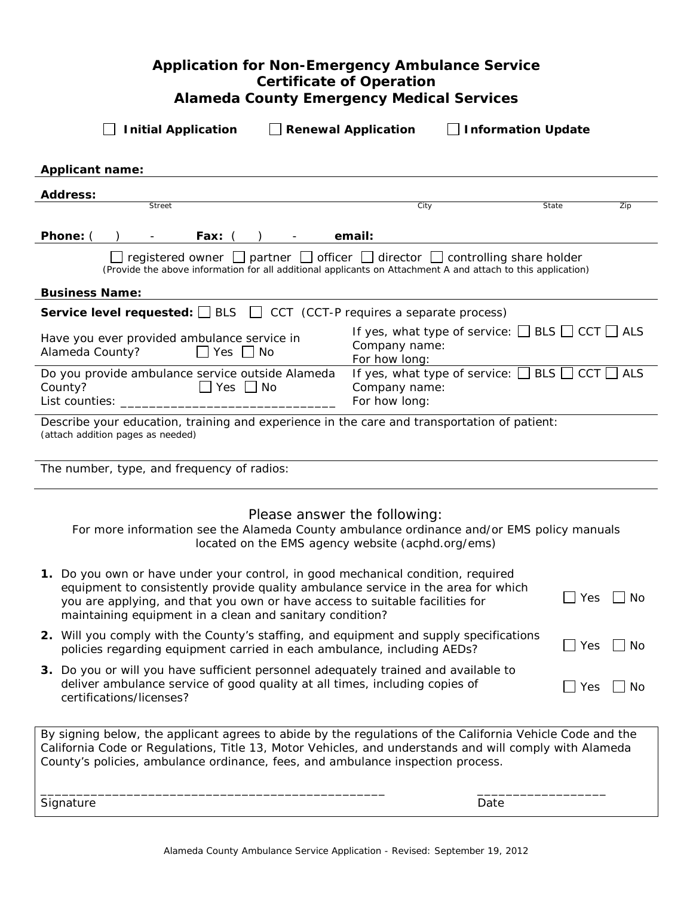# Application for Non-Emergency Ambulance Service Certificate of Operation
# Alameda County Emergency Medical Services

☐ **Initial Application** ☐ **Renewal Application** ☐ **Information Update**

**Applicant name:**

**Address:**
Street City State Zip

**Phone:** ( ) - **Fax:** ( ) - **email:**

☐ registered owner ☐ partner ☐ officer ☐ director ☐ controlling share holder
(Provide the above information for all additional applicants on Attachment A and attach to this application)

**Business Name:**

**Service level requested:** ☐ BLS ☐ CCT (CCT-P requires a separate process)

| | |
|---|---|
| Have you ever provided ambulance service in Alameda County? ☐ Yes ☐ No | If yes, what type of service: ☐ BLS ☐ CCT ☐ ALS<br>Company name:<br>For how long: |
| Do you provide ambulance service outside Alameda County? ☐ Yes ☐ No<br>List counties: ______________________________ | If yes, what type of service: ☐ BLS ☐ CCT ☐ ALS<br>Company name:<br>For how long: |

Describe your education, training and experience in the care and transportation of patient:
(attach addition pages as needed)

The number, type, and frequency of radios:

## Please answer the following:

For more information see the Alameda County ambulance ordinance and/or EMS policy manuals located on the EMS agency website (acphd.org/ems)

1. Do you own or have under your control, in good mechanical condition, required equipment to consistently provide quality ambulance service in the area for which you are applying, and that you own or have access to suitable facilities for maintaining equipment in a clean and sanitary condition? ☐ Yes ☐ No
2. Will you comply with the County's staffing, and equipment and supply specifications policies regarding equipment carried in each ambulance, including AEDs? ☐ Yes ☐ No
3. Do you or will you have sufficient personnel adequately trained and available to deliver ambulance service of good quality at all times, including copies of certifications/licenses? ☐ Yes ☐ No

By signing below, the applicant agrees to abide by the regulations of the California Vehicle Code and the California Code or Regulations, Title 13, Motor Vehicles, and understands and will comply with Alameda County's policies, ambulance ordinance, fees, and ambulance inspection process.

_______________________________________________ _________________
Signature Date

Alameda County Ambulance Service Application - Revised: September 19, 2012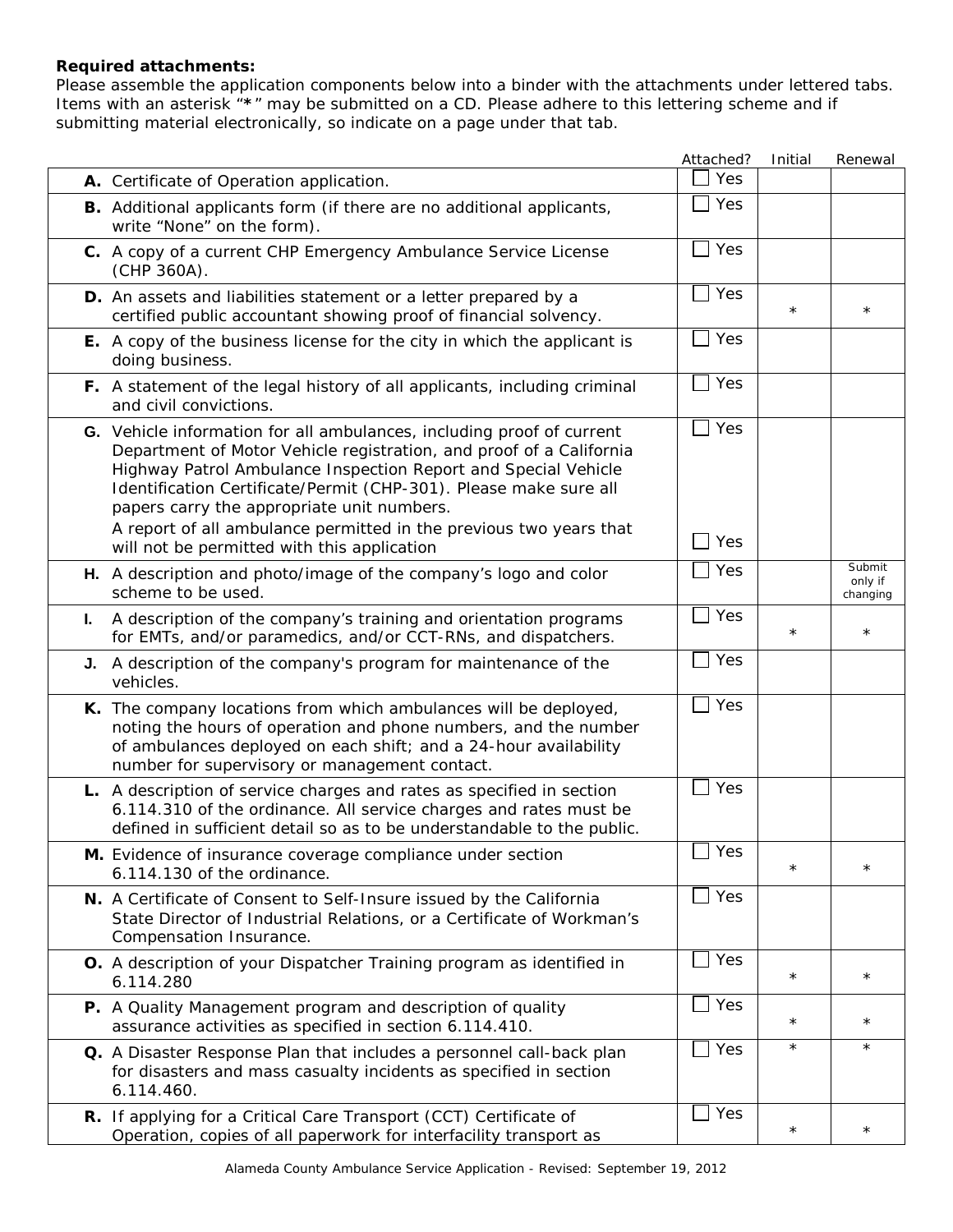**Required attachments:**
Please assemble the application components below into a binder with the attachments under lettered tabs. Items with an asterisk "*" may be submitted on a CD. Please adhere to this lettering scheme and if submitting material electronically, so indicate on a page under that tab.

| | Attached? | Initial | Renewal |
|---|---|---|---|
| **A.** Certificate of Operation application. | ☐ Yes | | |
| **B.** Additional applicants form (if there are no additional applicants, write "None" on the form). | ☐ Yes | | |
| **C.** A copy of a current CHP Emergency Ambulance Service License (CHP 360A). | ☐ Yes | | |
| **D.** An assets and liabilities statement or a letter prepared by a certified public accountant showing proof of financial solvency. | ☐ Yes | * | * |
| **E.** A copy of the business license for the city in which the applicant is doing business. | ☐ Yes | | |
| **F.** A statement of the legal history of all applicants, including criminal and civil convictions. | ☐ Yes | | |
| **G.** Vehicle information for all ambulances, including proof of current Department of Motor Vehicle registration, and proof of a California Highway Patrol Ambulance Inspection Report and Special Vehicle Identification Certificate/Permit (CHP-301). Please make sure all papers carry the appropriate unit numbers. | ☐ Yes | | |
| A report of all ambulance permitted in the previous two years that will not be permitted with this application | ☐ Yes | | |
| **H.** A description and photo/image of the company's logo and color scheme to be used. | ☐ Yes | | Submit only if changing |
| **I.** A description of the company's training and orientation programs for EMTs, and/or paramedics, and/or CCT-RNs, and dispatchers. | ☐ Yes | * | * |
| **J.** A description of the company's program for maintenance of the vehicles. | ☐ Yes | | |
| **K.** The company locations from which ambulances will be deployed, noting the hours of operation and phone numbers, and the number of ambulances deployed on each shift; and a 24-hour availability number for supervisory or management contact. | ☐ Yes | | |
| **L.** A description of service charges and rates as specified in section 6.114.310 of the ordinance. All service charges and rates must be defined in sufficient detail so as to be understandable to the public. | ☐ Yes | | |
| **M.** Evidence of insurance coverage compliance under section 6.114.130 of the ordinance. | ☐ Yes | * | * |
| **N.** A Certificate of Consent to Self-Insure issued by the California State Director of Industrial Relations, or a Certificate of Workman's Compensation Insurance. | ☐ Yes | | |
| **O.** A description of your Dispatcher Training program as identified in 6.114.280 | ☐ Yes | * | * |
| **P.** A Quality Management program and description of quality assurance activities as specified in section 6.114.410. | ☐ Yes | * | * |
| **Q.** A Disaster Response Plan that includes a personnel call-back plan for disasters and mass casualty incidents as specified in section 6.114.460. | ☐ Yes | * | * |
| **R.** If applying for a Critical Care Transport (CCT) Certificate of Operation, copies of all paperwork for interfacility transport as | ☐ Yes | * | * |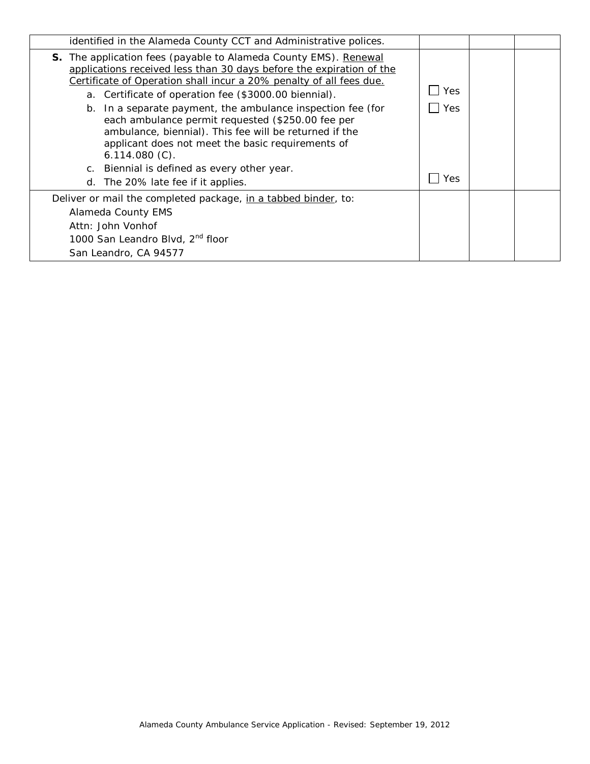| | | | |
|---|---|---|---|
| identified in the Alameda County CCT and Administrative polices. | | | |
| **S.** The application fees (payable to Alameda County EMS). <u>Renewal applications received less than 30 days before the expiration of the Certificate of Operation shall incur a 20% penalty of all fees due.</u><br>a. Certificate of operation fee ($3000.00 biennial).<br>b. In a separate payment, the ambulance inspection fee (for each ambulance permit requested ($250.00 fee per ambulance, biennial). This fee will be returned if the applicant does not meet the basic requirements of 6.114.080 (C).<br>c. Biennial is defined as every other year.<br>d. The 20% late fee if it applies. | ☐ Yes<br>☐ Yes<br><br><br><br><br>☐ Yes | | |
| Deliver or mail the completed package, <u>in a tabbed binder</u>, to:<br>Alameda County EMS<br>Attn: John Vonhof<br>1000 San Leandro Blvd, 2nd floor<br>San Leandro, CA 94577 | | | |

Alameda County Ambulance Service Application - Revised: September 19, 2012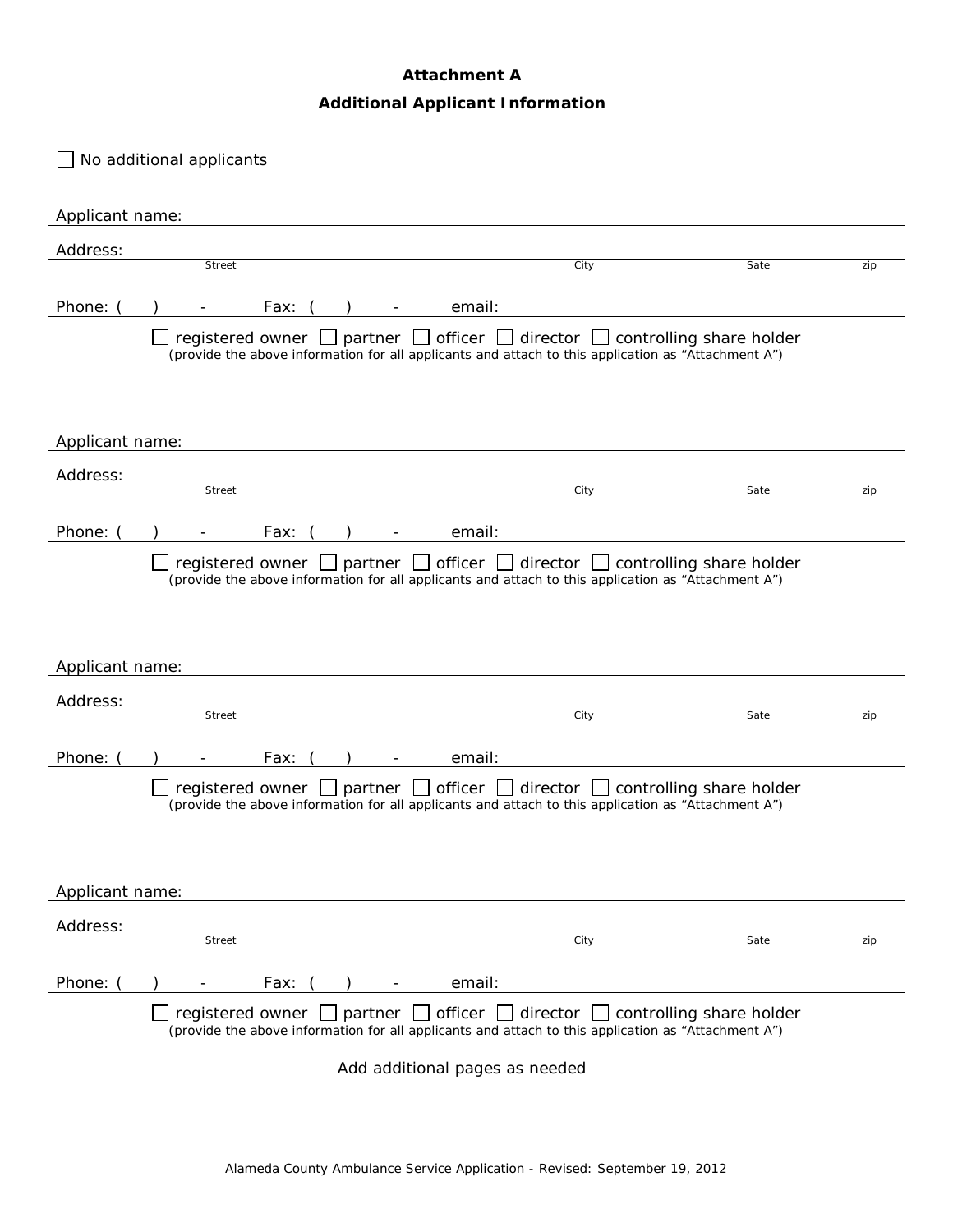**Attachment A**

**Additional Applicant Information**

☐ No additional applicants

---

Applicant name:

Address:
Street City Sate zip

Phone: ( ) - Fax: ( ) - email:

☐ registered owner ☐ partner ☐ officer ☐ director ☐ controlling share holder

*(provide the above information for all applicants and attach to this application as "Attachment A")*

---

Applicant name:

Address:
Street City Sate zip

Phone: ( ) - Fax: ( ) - email:

☐ registered owner ☐ partner ☐ officer ☐ director ☐ controlling share holder

*(provide the above information for all applicants and attach to this application as "Attachment A")*

---

Applicant name:

Address:
Street City Sate zip

Phone: ( ) - Fax: ( ) - email:

☐ registered owner ☐ partner ☐ officer ☐ director ☐ controlling share holder

*(provide the above information for all applicants and attach to this application as "Attachment A")*

---

Applicant name:

Address:
Street City Sate zip

Phone: ( ) - Fax: ( ) - email:

☐ registered owner ☐ partner ☐ officer ☐ director ☐ controlling share holder

*(provide the above information for all applicants and attach to this application as "Attachment A")*

Add additional pages as needed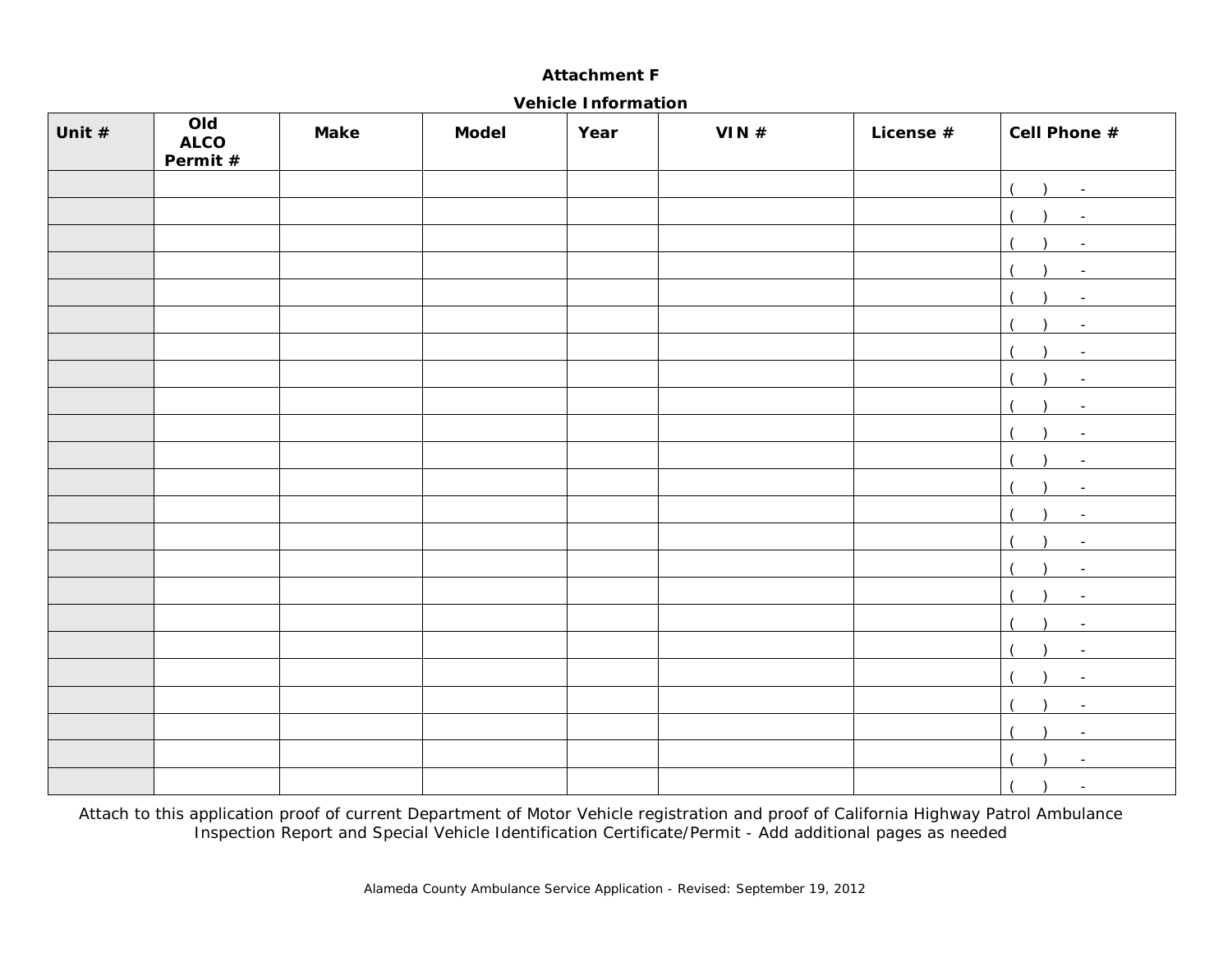**Attachment F**

**Vehicle Information**

| Unit # | Old ALCO Permit # | Make | Model | Year | VIN # | License # | Cell Phone # |
|---|---|---|---|---|---|---|---|
| | | | | | | | ( ) - |
| | | | | | | | ( ) - |
| | | | | | | | ( ) - |
| | | | | | | | ( ) - |
| | | | | | | | ( ) - |
| | | | | | | | ( ) - |
| | | | | | | | ( ) - |
| | | | | | | | ( ) - |
| | | | | | | | ( ) - |
| | | | | | | | ( ) - |
| | | | | | | | ( ) - |
| | | | | | | | ( ) - |
| | | | | | | | ( ) - |
| | | | | | | | ( ) - |
| | | | | | | | ( ) - |
| | | | | | | | ( ) - |
| | | | | | | | ( ) - |
| | | | | | | | ( ) - |
| | | | | | | | ( ) - |
| | | | | | | | ( ) - |
| | | | | | | | ( ) - |
| | | | | | | | ( ) - |
| | | | | | | | ( ) - |

Attach to this application proof of current Department of Motor Vehicle registration and proof of California Highway Patrol Ambulance Inspection Report and Special Vehicle Identification Certificate/Permit - Add additional pages as needed

Alameda County Ambulance Service Application - Revised: September 19, 2012